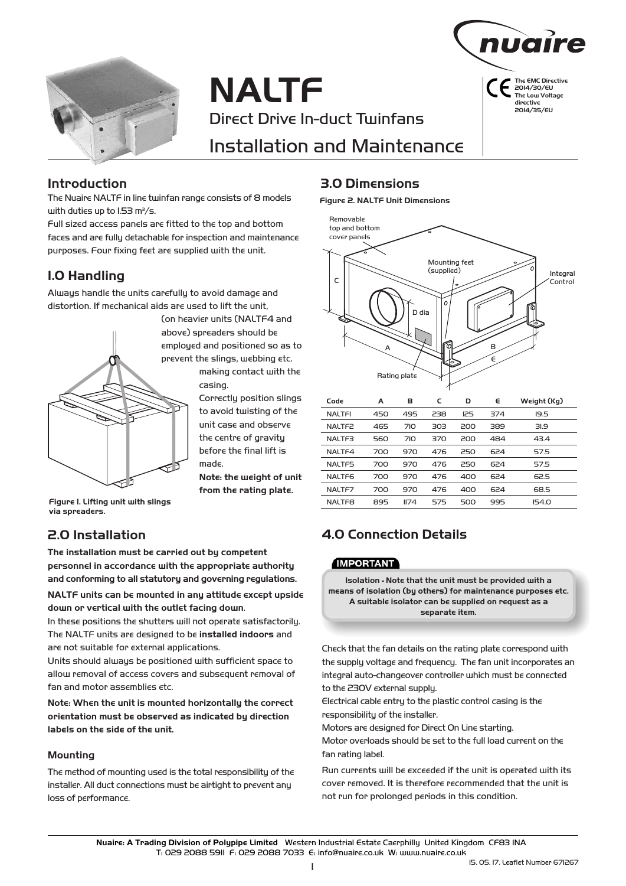# NALTF

Direct Drive In-duct Twinfans

Installation and Maintenance

The EMC Directive 2014/30/EU
The Low Voltage directive 2014/35/EU

## Introduction

The Nuaire NALTF in line twinfan range consists of 8 models with duties up to 1.53 $m^3/s$.

Full sized access panels are fitted to the top and bottom faces and are fully detachable for inspection and maintenance purposes. Four fixing feet are supplied with the unit.

## 1.0 Handling

Always handle the units carefully to avoid damage and distortion. If mechanical aids are used to lift the unit, (on heavier units (NALTF4 and above) spreaders should be employed and positioned so as to prevent the slings, webbing etc. making contact with the casing.

Correctly position slings to avoid twisting of the unit case and observe the centre of gravity before the final lift is made.

**Note: the weight of unit from the rating plate.**

**Figure 1. Lifting unit with slings via spreaders.**

## 2.0 Installation

**The installation must be carried out by competent personnel in accordance with the appropriate authority and conforming to all statutory and governing regulations.**

**NALTF units can be mounted in any attitude except upside down or vertical with the outlet facing down**.

In these positions the shutters will not operate satisfactorily.

The NALTF units are designed to be **installed indoors** and are not suitable for external applications.

Units should always be positioned with sufficient space to allow removal of access covers and subsequent removal of fan and motor assemblies etc.

**Note: When the unit is mounted horizontally the correct orientation must be observed as indicated by direction labels on the side of the unit.**

### Mounting

The method of mounting used is the total responsibility of the installer. All duct connections must be airtight to prevent any loss of performance.

## 3.0 Dimensions

**Figure 2. NALTF Unit Dimensions**

Removable top and bottom cover panels; Mounting feet (supplied); Integral Control; D dia; Rating plate; A; B; C; E

| Code | A | B | C | D | E | Weight (Kg) |
|---|---|---|---|---|---|---|
| NALTF1 | 450 | 495 | 238 | 125 | 374 | 19.5 |
| NALTF2 | 465 | 710 | 303 | 200 | 389 | 31.9 |
| NALTF3 | 560 | 710 | 370 | 200 | 484 | 43.4 |
| NALTF4 | 700 | 970 | 476 | 250 | 624 | 57.5 |
| NALTF5 | 700 | 970 | 476 | 250 | 624 | 57.5 |
| NALTF6 | 700 | 970 | 476 | 400 | 624 | 62.5 |
| NALTF7 | 700 | 970 | 476 | 400 | 624 | 68.5 |
| NALTF8 | 895 | 1174 | 575 | 500 | 995 | 154.0 |

## 4.0 Connection Details

**IMPORTANT**

**Isolation - Note that the unit must be provided with a means of isolation (by others) for maintenance purposes etc. A suitable isolator can be supplied on request as a separate item.**

Check that the fan details on the rating plate correspond with the supply voltage and frequency. The fan unit incorporates an integral auto-changeover controller which must be connected to the 230V external supply.

Electrical cable entry to the plastic control casing is the responsibility of the installer.

Motors are designed for Direct On Line starting.

Motor overloads should be set to the full load current on the fan rating label.

Run currents will be exceeded if the unit is operated with its cover removed. It is therefore recommended that the unit is not run for prolonged periods in this condition.

**Nuaire: A Trading Division of Polypipe Limited** Western Industrial Estate Caerphilly United Kingdom CF83 1NA
T: 029 2088 5911 F: 029 2088 7033 E: info@nuaire.co.uk W: www.nuaire.co.uk

15. 05. 17. Leaflet Number 671267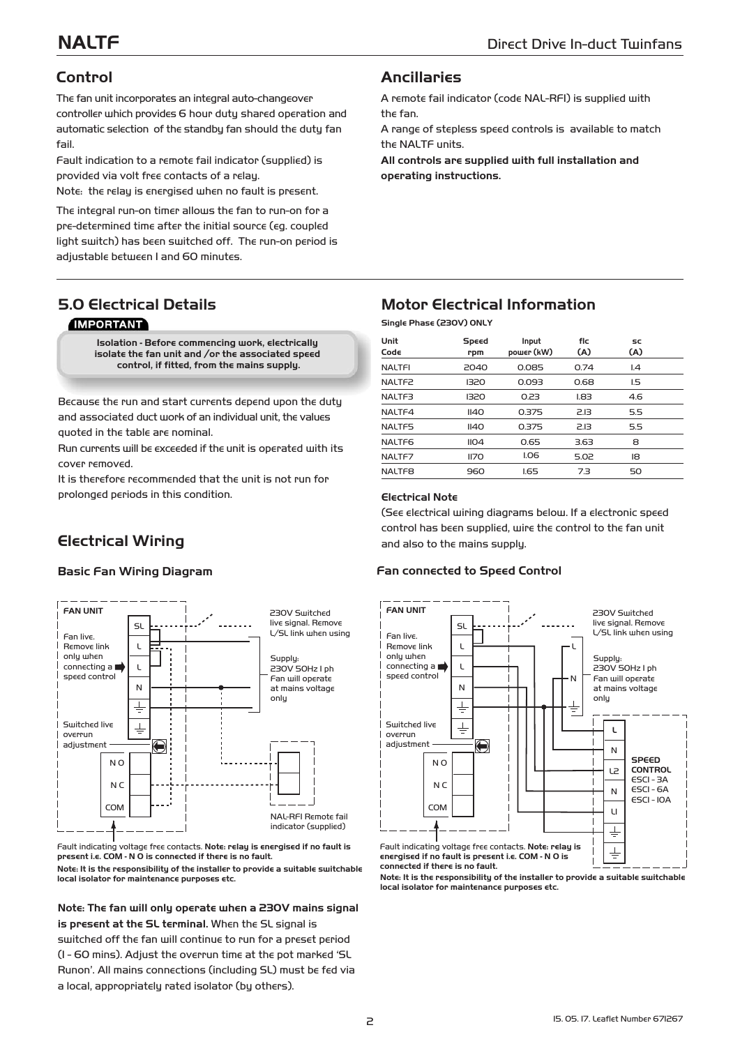## Control

The fan unit incorporates an integral auto-changeover controller which provides 6 hour duty shared operation and automatic selection of the standby fan should the duty fan fail.

Fault indication to a remote fail indicator (supplied) is provided via volt free contacts of a relay.

Note: the relay is energised when no fault is present.

The integral run-on timer allows the fan to run-on for a pre-determined time after the initial source (eg. coupled light switch) has been switched off. The run-on period is adjustable between 1 and 60 minutes.

## Ancillaries

A remote fail indicator (code NAL-RFI) is supplied with the fan.

A range of stepless speed controls is available to match the NALTF units.

**All controls are supplied with full installation and operating instructions.**

## 5.0 Electrical Details

**IMPORTANT**

**Isolation - Before commencing work, electrically isolate the fan unit and /or the associated speed control, if fitted, from the mains supply.**

Because the run and start currents depend upon the duty and associated duct work of an individual unit, the values quoted in the table are nominal.

Run currents will be exceeded if the unit is operated with its cover removed.

It is therefore recommended that the unit is not run for prolonged periods in this condition.

## Motor Electrical Information

**Single Phase (230V) ONLY**

| Unit Code | Speed rpm | Input power (kW) | flc (A) | sc (A) |
|---|---|---|---|---|
| NALTF1 | 2040 | 0.085 | 0.74 | 1.4 |
| NALTF2 | 1320 | 0.093 | 0.68 | 1.5 |
| NALTF3 | 1320 | 0.23 | 1.83 | 4.6 |
| NALTF4 | 1140 | 0.375 | 2.13 | 5.5 |
| NALTF5 | 1140 | 0.375 | 2.13 | 5.5 |
| NALTF6 | 1104 | 0.65 | 3.63 | 8 |
| NALTF7 | 1170 | 1.06 | 5.02 | 18 |
| NALTF8 | 960 | 1.65 | 7.3 | 50 |

**Electrical Note**

(See electrical wiring diagrams below. If a electronic speed control has been supplied, wire the control to the fan unit and also to the mains supply.

## Electrical Wiring

### Basic Fan Wiring Diagram

FAN UNIT

Fan live. Remove link only when connecting a speed control

SL, L, L, N, ⏚, ⏚

Switched live overrun adjustment

N O, N C, COM

230V Switched live signal. Remove L/SL link when using

Supply: 230V 50Hz 1 ph Fan will operate at mains voltage only

NAL-RFI Remote fail indicator (supplied)

Fault indicating voltage free contacts. **Note: relay is energised if no fault is present i.e. COM - N O is connected if there is no fault.**

**Note: It is the responsibility of the installer to provide a suitable switchable local isolator for maintenance purposes etc.**

**Note: The fan will only operate when a 230V mains signal is present at the SL terminal.** When the SL signal is switched off the fan will continue to run for a preset period (1 - 60 mins). Adjust the overrun time at the pot marked 'SL Runon'. All mains connections (including SL) must be fed via a local, appropriately rated isolator (by others).

### Fan connected to Speed Control

FAN UNIT

Fan live. Remove link only when connecting a speed control

SL, L, L, N, ⏚, ⏚

Switched live overrun adjustment

N O, N C, COM

230V Switched live signal. Remove L/SL link when using

Supply: 230V 50Hz 1 ph Fan will operate at mains voltage only

L, N, ⏚

SPEED CONTROL: L, N, L2, N, U, ⏚, ⏚

ESCI - 3A
ESCI - 6A
ESCI - 10A

Fault indicating voltage free contacts. **Note: relay is energised if no fault is present i.e. COM - N O is connected if there is no fault.**

**Note: It is the responsibility of the installer to provide a suitable switchable local isolator for maintenance purposes etc.**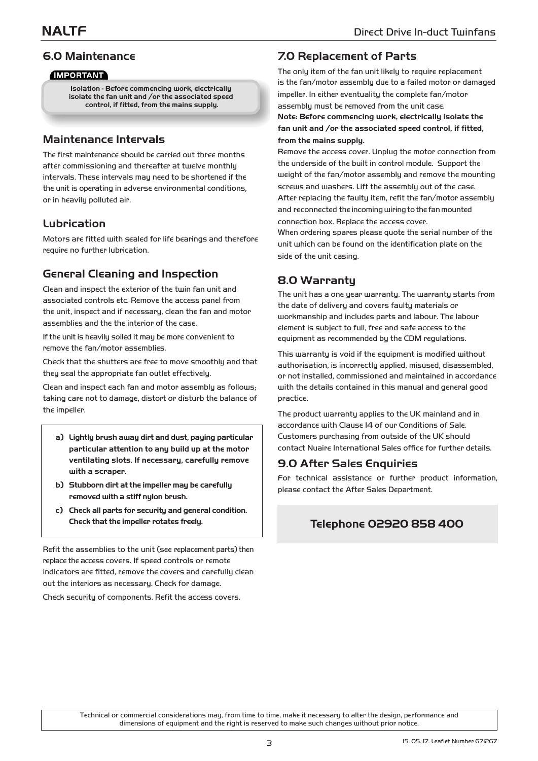## 6.0 Maintenance

**IMPORTANT**

**Isolation - Before commencing work, electrically isolate the fan unit and /or the associated speed control, if fitted, from the mains supply.**

### Maintenance Intervals

The first maintenance should be carried out three months after commissioning and thereafter at twelve monthly intervals. These intervals may need to be shortened if the the unit is operating in adverse environmental conditions, or in heavily polluted air.

### Lubrication

Motors are fitted with sealed for life bearings and therefore require no further lubrication.

### General Cleaning and Inspection

Clean and inspect the exterior of the twin fan unit and associated controls etc. Remove the access panel from the unit, inspect and if necessary, clean the fan and motor assemblies and the the interior of the case.

If the unit is heavily soiled it may be more convenient to remove the fan/motor assemblies.

Check that the shutters are free to move smoothly and that they seal the appropriate fan outlet effectively.

Clean and inspect each fan and motor assembly as follows; taking care not to damage, distort or disturb the balance of the impeller.

**a) Lightly brush away dirt and dust, paying particular particular attention to any build up at the motor ventilating slots. If necessary, carefully remove with a scraper.**

**b) Stubborn dirt at the impeller may be carefully removed with a stiff nylon brush.**

**c) Check all parts for security and general condition. Check that the impeller rotates freely.**

Refit the assemblies to the unit (see replacement parts) then replace the access covers. If speed controls or remote indicators are fitted, remove the covers and carefully clean out the interiors as necessary. Check for damage.

Check security of components. Refit the access covers.

## 7.0 Replacement of Parts

The only item of the fan unit likely to require replacement is the fan/motor assembly due to a failed motor or damaged impeller. In either eventuality the complete fan/motor assembly must be removed from the unit case.

**Note: Before commencing work, electrically isolate the fan unit and /or the associated speed control, if fitted, from the mains supply.**

Remove the access cover. Unplug the motor connection from the underside of the built in control module. Support the weight of the fan/motor assembly and remove the mounting screws and washers. Lift the assembly out of the case.

After replacing the faulty item, refit the fan/motor assembly and reconnected the incoming wiring to the fan mounted connection box. Replace the access cover.

When ordering spares please quote the serial number of the unit which can be found on the identification plate on the side of the unit casing.

## 8.0 Warranty

The unit has a one year warranty. The warranty starts from the date of delivery and covers faulty materials or workmanship and includes parts and labour. The labour element is subject to full, free and safe access to the equipment as recommended by the CDM regulations.

This warranty is void if the equipment is modified without authorisation, is incorrectly applied, misused, disassembled, or not installed, commissioned and maintained in accordance with the details contained in this manual and general good practice.

The product warranty applies to the UK mainland and in accordance with Clause 14 of our Conditions of Sale. Customers purchasing from outside of the UK should contact Nuaire International Sales office for further details.

## 9.0 After Sales Enquiries

For technical assistance or further product information, please contact the After Sales Department.

**Telephone 02920 858 400**

Technical or commercial considerations may, from time to time, make it necessary to alter the design, performance and dimensions of equipment and the right is reserved to make such changes without prior notice.

15. 05. 17. Leaflet Number 671267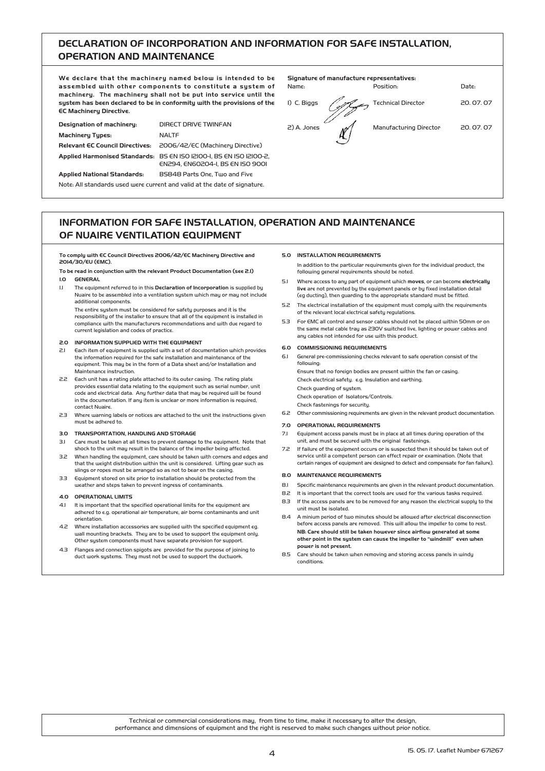## DECLARATION OF INCORPORATION AND INFORMATION FOR SAFE INSTALLATION, OPERATION AND MAINTENANCE

**We declare that the machinery named below is intended to be assembled with other components to constitute a system of machinery. The machinery shall not be put into service until the system has been declared to be in conformity with the provisions of the EC Machinery Directive.**

| | |
|---|---|
| **Designation of machinery:** | DIRECT DRIVE TWINFAN |
| **Machinery Types:** | NALTF |
| **Relevant EC Council Directives:** | 2006/42/EC (Machinery Directive) |
| **Applied Harmonised Standards:** | BS EN ISO 12100-1, BS EN ISO 12100-2, EN294, EN60204-1, BS EN ISO 9001 |
| **Applied National Standards:** | BS848 Parts One, Two and Five |

Note: All standards used were current and valid at the date of signature.

**Signature of manufacture representatives:**

| Name: | Position: | Date: |
|---|---|---|
| 1) C. Biggs | Technical Director | 20. 07. 07 |
| 2) A. Jones | Manufacturing Director | 20. 07. 07 |

## INFORMATION FOR SAFE INSTALLATION, OPERATION AND MAINTENANCE OF NUAIRE VENTILATION EQUIPMENT

**To comply with EC Council Directives 2006/42/EC Machinery Directive and 2014/30/EU (EMC).**

**To be read in conjunction with the relevant Product Documentation (see 2.1)**

**1.0 GENERAL**

1.1 The equipment referred to in this **Declaration of Incorporation** is supplied by Nuaire to be assembled into a ventilation system which may or may not include additional components.

The entire system must be considered for safety purposes and it is the responsibility of the installer to ensure that all of the equipment is installed in compliance with the manufacturers recommendations and with due regard to current legislation and codes of practice.

**2.0 INFORMATION SUPPLIED WITH THE EQUIPMENT**

2.1 Each item of equipment is supplied with a set of documentation which provides the information required for the safe installation and maintenance of the equipment. This may be in the form of a Data sheet and/or Installation and Maintenance instruction.

2.2 Each unit has a rating plate attached to its outer casing. The rating plate provides essential data relating to the equipment such as serial number, unit code and electrical data. Any further data that may be required will be found in the documentation. If any item is unclear or more information is required, contact Nuaire.

2.3 Where warning labels or notices are attached to the unit the instructions given must be adhered to.

**3.0 TRANSPORTATION, HANDLING AND STORAGE**

3.1 Care must be taken at all times to prevent damage to the equipment. Note that shock to the unit may result in the balance of the impeller being affected.

3.2 When handling the equipment, care should be taken with corners and edges and that the weight distribution within the unit is considered. Lifting gear such as slings or ropes must be arranged so as not to bear on the casing.

3.3 Equipment stored on site prior to installation should be protected from the weather and steps taken to prevent ingress of contaminants.

**4.0 OPERATIONAL LIMITS**

4.1 It is important that the specified operational limits for the equipment are adhered to e.g. operational air temperature, air borne contaminants and unit orientation.

4.2 Where installation accessories are supplied with the specified equipment eg. wall mounting brackets. They are to be used to support the equipment only. Other system components must have separate provision for support.

4.3 Flanges and connection spigots are provided for the purpose of joining to duct work systems. They must not be used to support the ductwork.

**5.0 INSTALLATION REQUIREMENTS**

In addition to the particular requirements given for the individual product, the following general requirements should be noted.

5.1 Where access to any part of equipment which **moves**, or can become **electrically live** are not prevented by the equipment panels or by fixed installation detail (eg ducting), then guarding to the appropriate standard must be fitted.

5.2 The electrical installation of the equipment must comply with the requirements of the relevant local electrical safety regulations.

5.3 For EMC all control and sensor cables should not be placed within 50mm or on the same metal cable tray as 230V switched live, lighting or power cables and any cables not intended for use with this product.

**6.0 COMMISSIONING REQUIREMENTS**

6.1 General pre-commissioning checks relevant to safe operation consist of the following:

Ensure that no foreign bodies are present within the fan or casing.

Check electrical safety. e.g. Insulation and earthing.

Check guarding of system.

Check operation of Isolators/Controls.

Check fastenings for security.

6.2 Other commissioning requirements are given in the relevant product documentation.

**7.0 OPERATIONAL REQUIREMENTS**

7.1 Equipment access panels must be in place at all times during operation of the unit, and must be secured with the original fastenings.

7.2 If failure of the equipment occurs or is suspected then it should be taken out of service until a competent person can effect repair or examination. (Note that certain ranges of equipment are designed to detect and compensate for fan failure).

**8.0 MAINTENANCE REQUIREMENTS**

8.1 Specific maintenance requirements are given in the relevant product documentation.

8.2 It is important that the correct tools are used for the various tasks required.

8.3 If the access panels are to be removed for any reason the electrical supply to the unit must be isolated.

8.4 A minium period of two minutes should be allowed after electrical disconnection before access panels are removed. This will allow the impeller to come to rest. **NB: Care should still be taken however since airflow generated at some other point in the system can cause the impeller to "windmill" even when power is not present.**

8.5 Care should be taken when removing and storing access panels in windy conditions.

Technical or commercial considerations may, from time to time, make it necessary to alter the design, performance and dimensions of equipment and the right is reserved to make such changes without prior notice.

15. 05. 17. Leaflet Number 671267